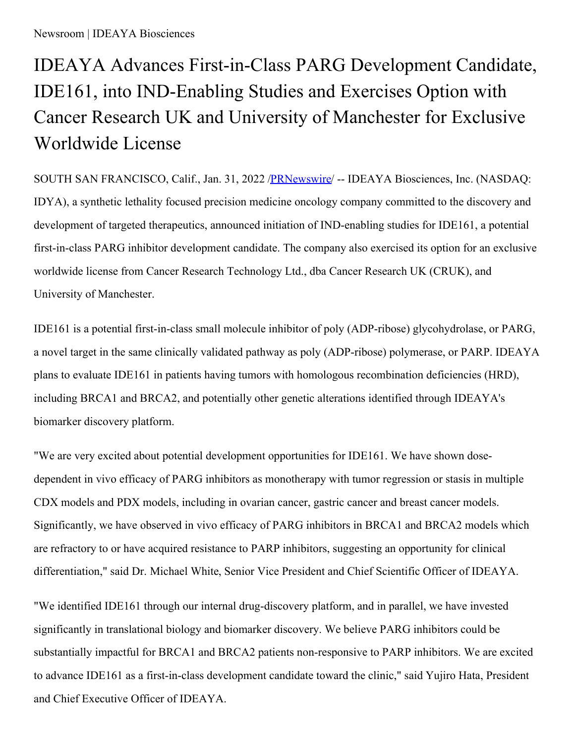Newsroom | IDEAYA Biosciences

# IDEAYA Advances First-in-Class PARG Development Candidate, IDE161, into IND-Enabling Studies and Exercises Option with Cancer Research UK and University of Manchester for Exclusive Worldwide License

SOUTH SAN FRANCISCO, Calif., Jan. 31, 2022 /PRNewswire/ -- IDEAYA Biosciences, Inc. (NASDAQ: IDYA), a synthetic lethality focused precision medicine oncology company committed to the discovery and development of targeted therapeutics, announced initiation of IND-enabling studies for IDE161, a potential first-in-class PARG inhibitor development candidate. The company also exercised its option for an exclusive worldwide license from Cancer Research Technology Ltd., dba Cancer Research UK (CRUK), and University of Manchester.

IDE161 is a potential first-in-class small molecule inhibitor of poly (ADP-ribose) glycohydrolase, or PARG, a novel target in the same clinically validated pathway as poly (ADP-ribose) polymerase, or PARP. IDEAYA plans to evaluate IDE161 in patients having tumors with homologous recombination deficiencies (HRD), including BRCA1 and BRCA2, and potentially other genetic alterations identified through IDEAYA's biomarker discovery platform.

"We are very excited about potential development opportunities for IDE161. We have shown dose-dependent in vivo efficacy of PARG inhibitors as monotherapy with tumor regression or stasis in multiple CDX models and PDX models, including in ovarian cancer, gastric cancer and breast cancer models. Significantly, we have observed in vivo efficacy of PARG inhibitors in BRCA1 and BRCA2 models which are refractory to or have acquired resistance to PARP inhibitors, suggesting an opportunity for clinical differentiation," said Dr. Michael White, Senior Vice President and Chief Scientific Officer of IDEAYA.

"We identified IDE161 through our internal drug-discovery platform, and in parallel, we have invested significantly in translational biology and biomarker discovery. We believe PARG inhibitors could be substantially impactful for BRCA1 and BRCA2 patients non-responsive to PARP inhibitors. We are excited to advance IDE161 as a first-in-class development candidate toward the clinic," said Yujiro Hata, President and Chief Executive Officer of IDEAYA.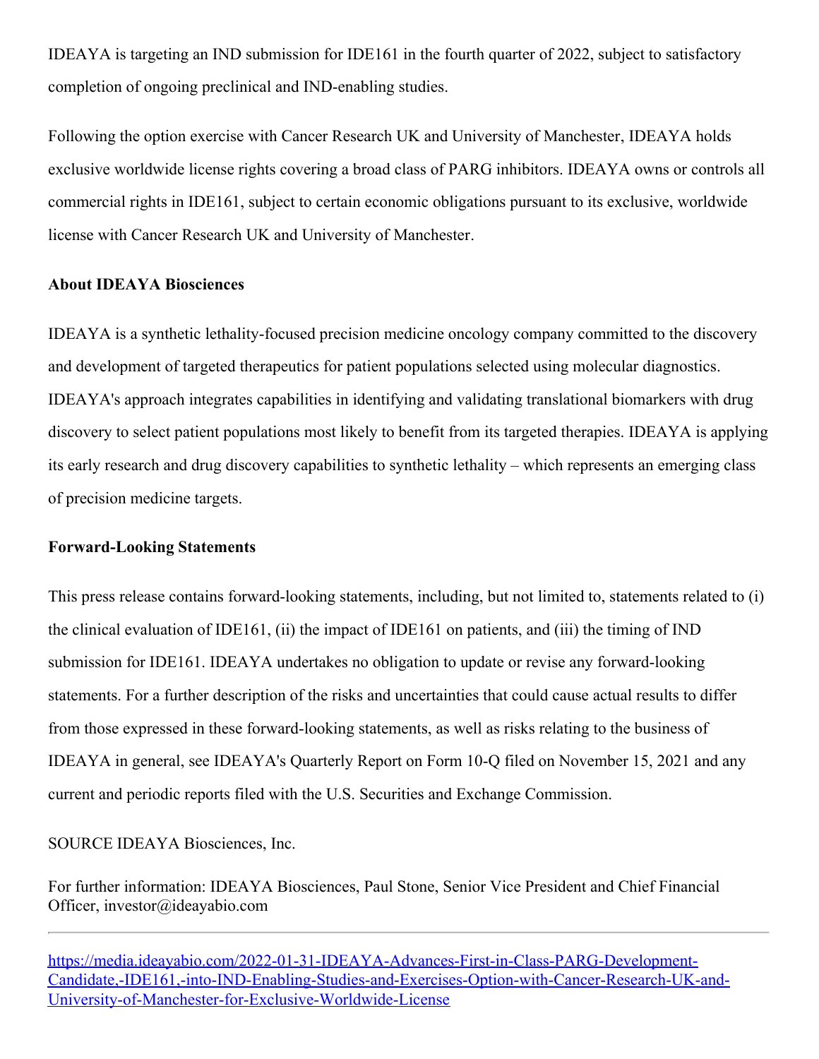IDEAYA is targeting an IND submission for IDE161 in the fourth quarter of 2022, subject to satisfactory completion of ongoing preclinical and IND-enabling studies.

Following the option exercise with Cancer Research UK and University of Manchester, IDEAYA holds exclusive worldwide license rights covering a broad class of PARG inhibitors. IDEAYA owns or controls all commercial rights in IDE161, subject to certain economic obligations pursuant to its exclusive, worldwide license with Cancer Research UK and University of Manchester.

**About IDEAYA Biosciences**

IDEAYA is a synthetic lethality-focused precision medicine oncology company committed to the discovery and development of targeted therapeutics for patient populations selected using molecular diagnostics. IDEAYA's approach integrates capabilities in identifying and validating translational biomarkers with drug discovery to select patient populations most likely to benefit from its targeted therapies. IDEAYA is applying its early research and drug discovery capabilities to synthetic lethality – which represents an emerging class of precision medicine targets.

**Forward-Looking Statements**

This press release contains forward-looking statements, including, but not limited to, statements related to (i) the clinical evaluation of IDE161, (ii) the impact of IDE161 on patients, and (iii) the timing of IND submission for IDE161. IDEAYA undertakes no obligation to update or revise any forward-looking statements. For a further description of the risks and uncertainties that could cause actual results to differ from those expressed in these forward-looking statements, as well as risks relating to the business of IDEAYA in general, see IDEAYA's Quarterly Report on Form 10-Q filed on November 15, 2021 and any current and periodic reports filed with the U.S. Securities and Exchange Commission.

SOURCE IDEAYA Biosciences, Inc.

For further information: IDEAYA Biosciences, Paul Stone, Senior Vice President and Chief Financial Officer, investor@ideayabio.com

---

https://media.ideayabio.com/2022-01-31-IDEAYA-Advances-First-in-Class-PARG-Development-Candidate,-IDE161,-into-IND-Enabling-Studies-and-Exercises-Option-with-Cancer-Research-UK-and-University-of-Manchester-for-Exclusive-Worldwide-License